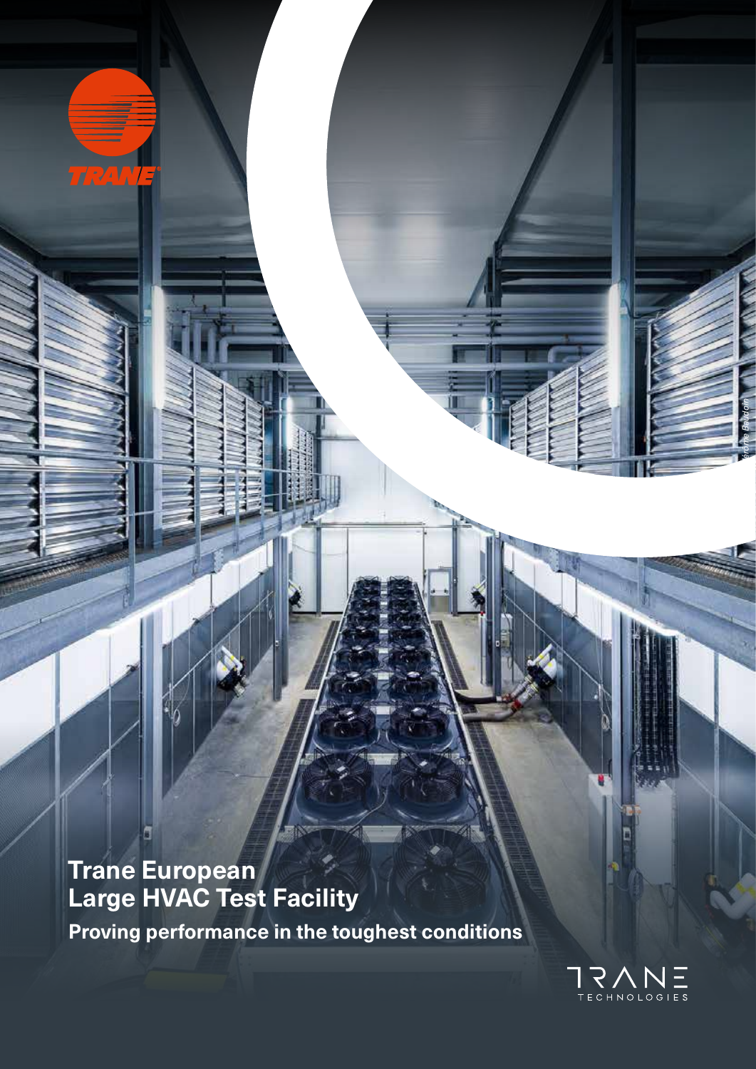# Trane European Large HVAC Test Facility

**Proving performance in the toughest conditions**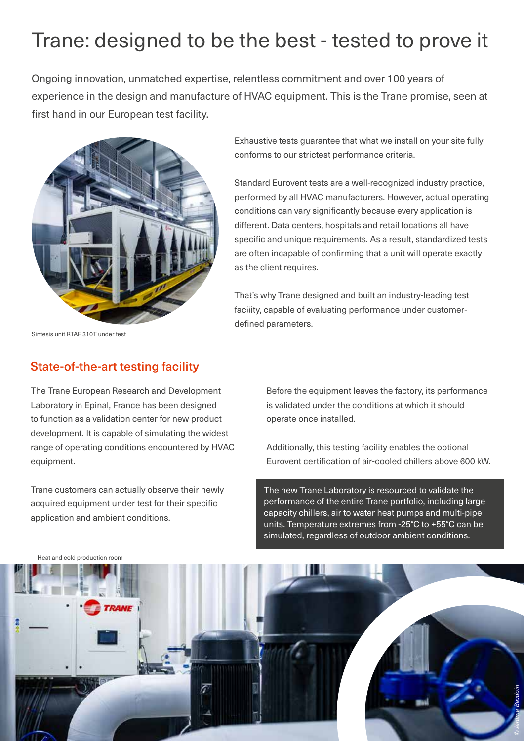# Trane: designed to be the best - tested to prove it

Ongoing innovation, unmatched expertise, relentless commitment and over 100 years of experience in the design and manufacture of HVAC equipment. This is the Trane promise, seen at first hand in our European test facility.

Sintesis unit RTAF 310T under test

Exhaustive tests guarantee that what we install on your site fully conforms to our strictest performance criteria.

Standard Eurovent tests are a well-recognized industry practice, performed by all HVAC manufacturers. However, actual operating conditions can vary significantly because every application is different. Data centers, hospitals and retail locations all have specific and unique requirements. As a result, standardized tests are often incapable of confirming that a unit will operate exactly as the client requires.

That's why Trane designed and built an industry-leading test facility, capable of evaluating performance under customer-defined parameters.

## State-of-the-art testing facility

The Trane European Research and Development Laboratory in Epinal, France has been designed to function as a validation center for new product development. It is capable of simulating the widest range of operating conditions encountered by HVAC equipment.

Trane customers can actually observe their newly acquired equipment under test for their specific application and ambient conditions.

Before the equipment leaves the factory, its performance is validated under the conditions at which it should operate once installed.

Additionally, this testing facility enables the optional Eurovent certification of air-cooled chillers above 600 kW.

The new Trane Laboratory is resourced to validate the performance of the entire Trane portfolio, including large capacity chillers, air to water heat pumps and multi-pipe units. Temperature extremes from -25°C to +55°C can be simulated, regardless of outdoor ambient conditions.

Heat and cold production room

© Jérôme Baudoin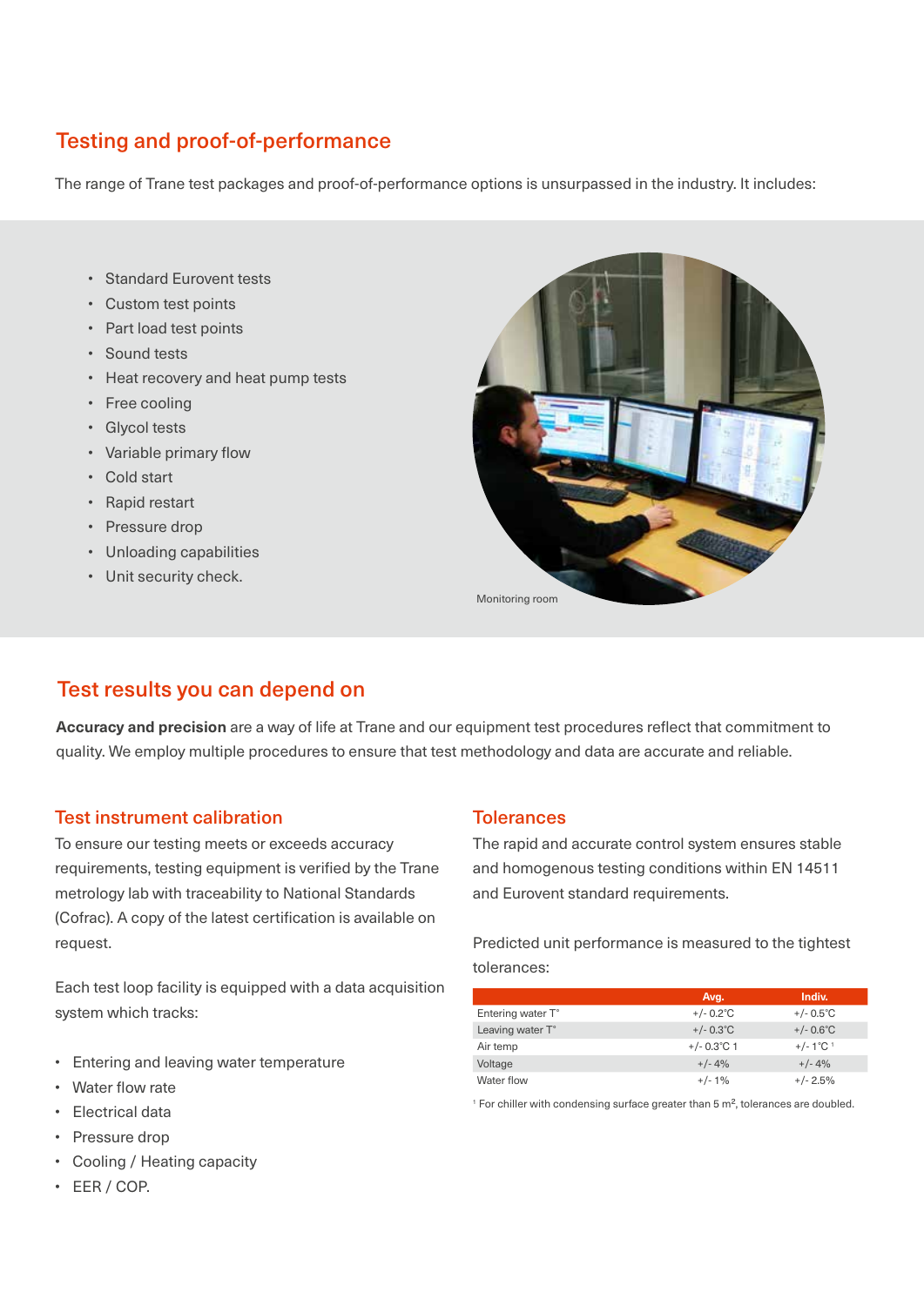## Testing and proof-of-performance

The range of Trane test packages and proof-of-performance options is unsurpassed in the industry. It includes:

- Standard Eurovent tests
- Custom test points
- Part load test points
- Sound tests
- Heat recovery and heat pump tests
- Free cooling
- Glycol tests
- Variable primary flow
- Cold start
- Rapid restart
- Pressure drop
- Unloading capabilities
- Unit security check.

Monitoring room

## Test results you can depend on

**Accuracy and precision** are a way of life at Trane and our equipment test procedures reflect that commitment to quality. We employ multiple procedures to ensure that test methodology and data are accurate and reliable.

### Test instrument calibration

To ensure our testing meets or exceeds accuracy requirements, testing equipment is verified by the Trane metrology lab with traceability to National Standards (Cofrac). A copy of the latest certification is available on request.

Each test loop facility is equipped with a data acquisition system which tracks:

- Entering and leaving water temperature
- Water flow rate
- Electrical data
- Pressure drop
- Cooling / Heating capacity
- EER / COP.

### Tolerances

The rapid and accurate control system ensures stable and homogenous testing conditions within EN 14511 and Eurovent standard requirements.

Predicted unit performance is measured to the tightest tolerances:

| | Avg. | Indiv. |
|---|---|---|
| Entering water T° | +/- 0.2°C | +/- 0.5°C |
| Leaving water T° | +/- 0.3°C | +/- 0.6°C |
| Air temp | +/- 0.3°C 1 | +/- 1°C [1] |
| Voltage | +/- 4% | +/- 4% |
| Water flow | +/- 1% | +/- 2.5% |

[1] For chiller with condensing surface greater than 5 $m^2$, tolerances are doubled.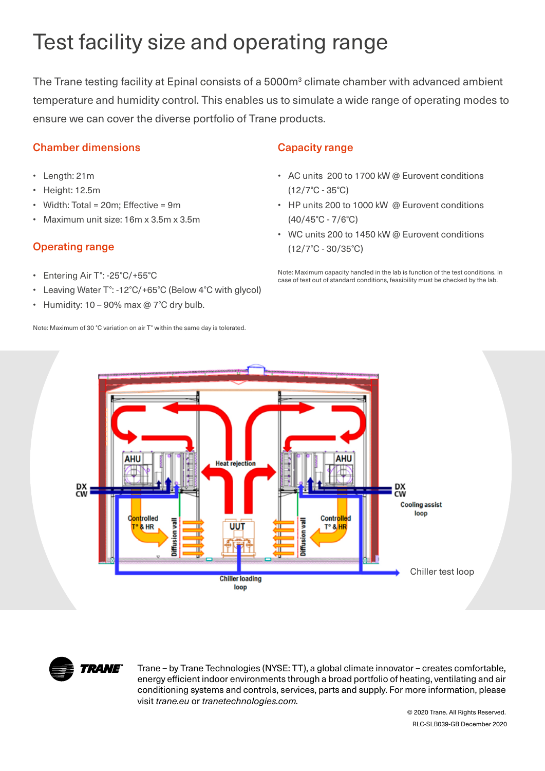# Test facility size and operating range

The Trane testing facility at Epinal consists of a 5000m³ climate chamber with advanced ambient temperature and humidity control. This enables us to simulate a wide range of operating modes to ensure we can cover the diverse portfolio of Trane products.

## Chamber dimensions

- Length: 21m
- Height: 12.5m
- Width: Total = 20m; Effective = 9m
- Maximum unit size: 16m x 3.5m x 3.5m

## Operating range

- Entering Air T°: -25°C/+55°C
- Leaving Water T°: -12°C/+65°C (Below 4°C with glycol)
- Humidity: 10 – 90% max @ 7°C dry bulb.

Note: Maximum of 30 °C variation on air T° within the same day is tolerated.

## Capacity range

- AC units 200 to 1700 kW @ Eurovent conditions (12/7°C - 35°C)
- HP units 200 to 1000 kW @ Eurovent conditions (40/45°C - 7/6°C)
- WC units 200 to 1450 kW @ Eurovent conditions (12/7°C - 30/35°C)

Note: Maximum capacity handled in the lab is function of the test conditions. In case of test out of standard conditions, feasibility must be checked by the lab.

AHU
AHU
Heat rejection
DX
CW
DX
CW
Cooling assist loop
Controlled T° & HR
Controlled T° & HR
Diffusion wall
Diffusion wall
UUT
Chiller loading loop
Chiller test loop

Trane – by Trane Technologies (NYSE: TT), a global climate innovator – creates comfortable, energy efficient indoor environments through a broad portfolio of heating, ventilating and air conditioning systems and controls, services, parts and supply. For more information, please visit *trane.eu* or *tranetechnologies.com.*

© 2020 Trane. All Rights Reserved.
RLC-SLB039-GB December 2020